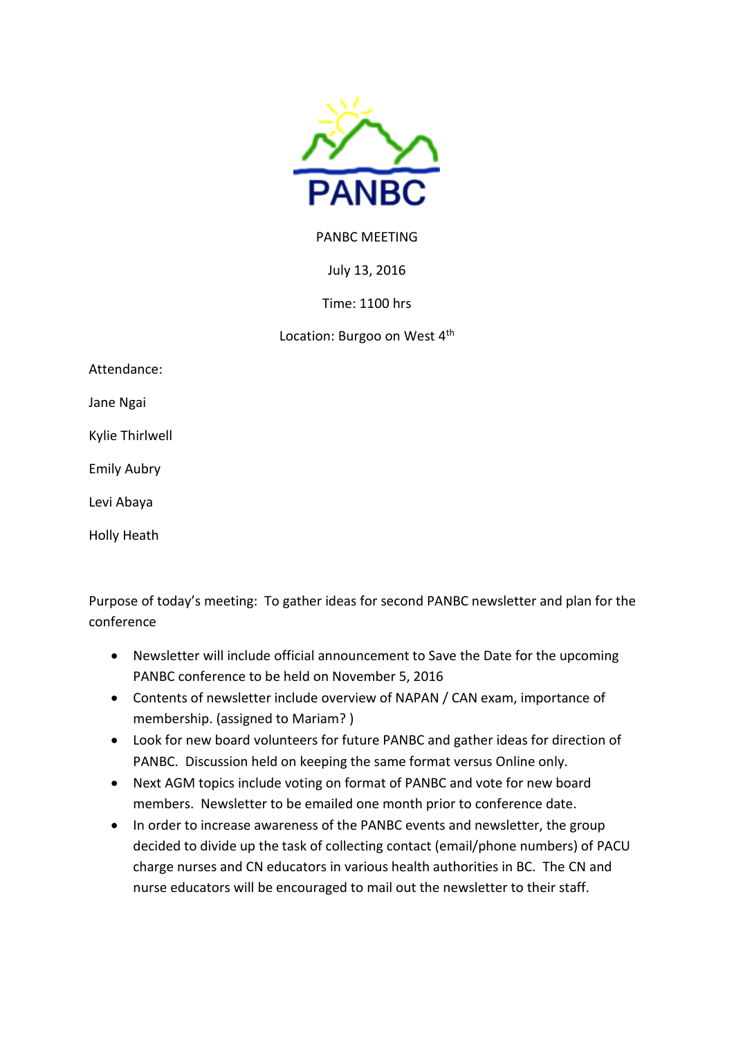PANBC

PANBC MEETING

July 13, 2016

Time: 1100 hrs

Location: Burgoo on West 4th

Attendance:

Jane Ngai

Kylie Thirlwell

Emily Aubry

Levi Abaya

Holly Heath

Purpose of today's meeting: To gather ideas for second PANBC newsletter and plan for the conference

- Newsletter will include official announcement to Save the Date for the upcoming PANBC conference to be held on November 5, 2016
- Contents of newsletter include overview of NAPAN / CAN exam, importance of membership. (assigned to Mariam? )
- Look for new board volunteers for future PANBC and gather ideas for direction of PANBC. Discussion held on keeping the same format versus Online only.
- Next AGM topics include voting on format of PANBC and vote for new board members. Newsletter to be emailed one month prior to conference date.
- In order to increase awareness of the PANBC events and newsletter, the group decided to divide up the task of collecting contact (email/phone numbers) of PACU charge nurses and CN educators in various health authorities in BC. The CN and nurse educators will be encouraged to mail out the newsletter to their staff.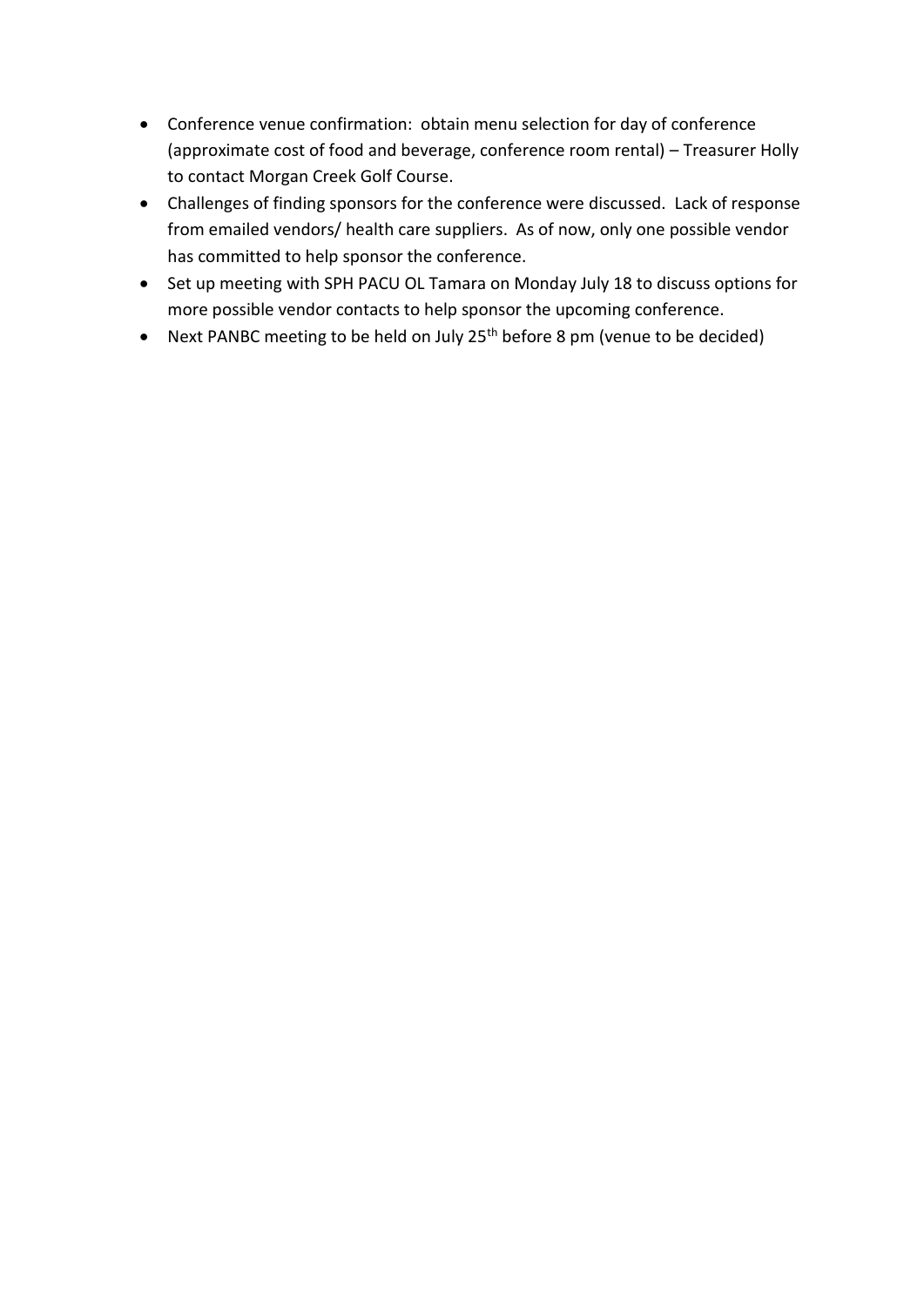- Conference venue confirmation: obtain menu selection for day of conference (approximate cost of food and beverage, conference room rental) – Treasurer Holly to contact Morgan Creek Golf Course.
- Challenges of finding sponsors for the conference were discussed. Lack of response from emailed vendors/ health care suppliers. As of now, only one possible vendor has committed to help sponsor the conference.
- Set up meeting with SPH PACU OL Tamara on Monday July 18 to discuss options for more possible vendor contacts to help sponsor the upcoming conference.
- Next PANBC meeting to be held on July 25th before 8 pm (venue to be decided)